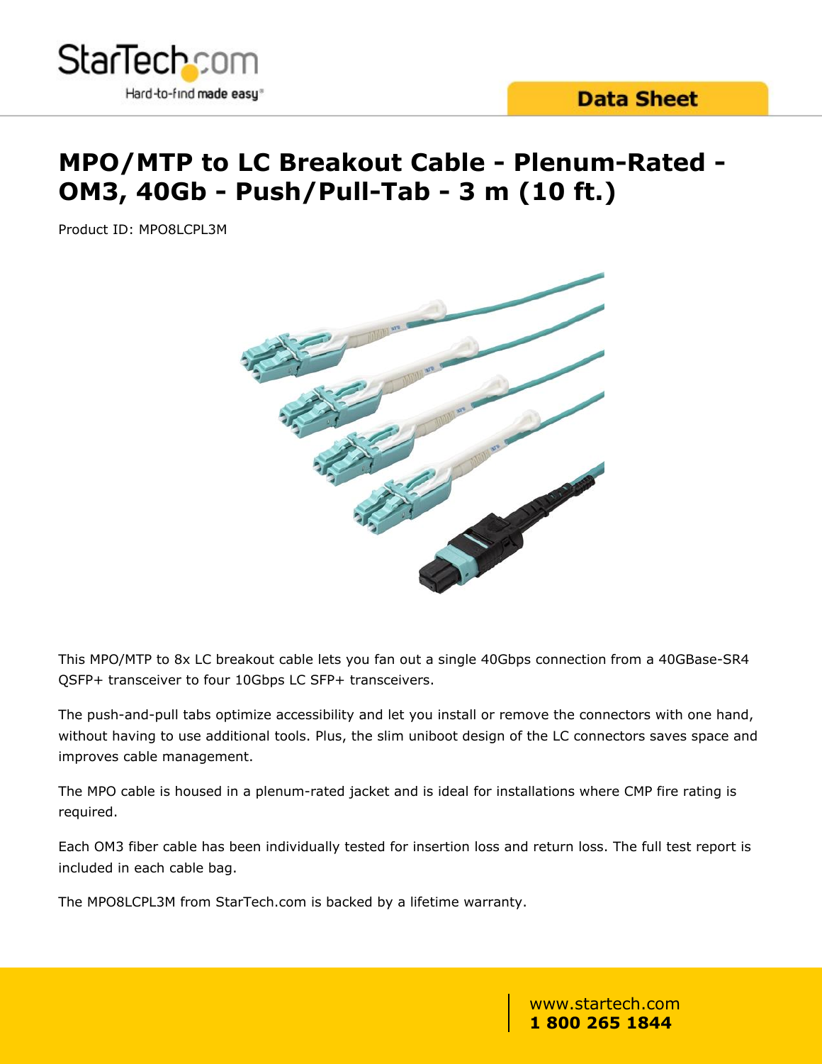# MPO/MTP to LC Breakout Cable - Plenum-Rated - OM3, 40Gb - Push/Pull-Tab - 3 m (10 ft.)

Product ID: MPO8LCPL3M

This MPO/MTP to 8x LC breakout cable lets you fan out a single 40Gbps connection from a 40GBase-SR4 QSFP+ transceiver to four 10Gbps LC SFP+ transceivers.

The push-and-pull tabs optimize accessibility and let you install or remove the connectors with one hand, without having to use additional tools. Plus, the slim uniboot design of the LC connectors saves space and improves cable management.

The MPO cable is housed in a plenum-rated jacket and is ideal for installations where CMP fire rating is required.

Each OM3 fiber cable has been individually tested for insertion loss and return loss. The full test report is included in each cable bag.

The MPO8LCPL3M from StarTech.com is backed by a lifetime warranty.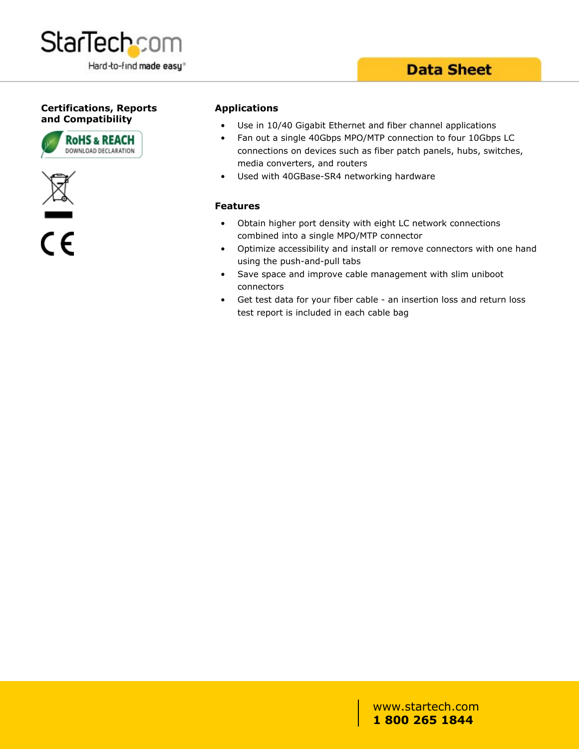## Certifications, Reports and Compatibility

RoHS & REACH
DOWNLOAD DECLARATION

## Applications

- Use in 10/40 Gigabit Ethernet and fiber channel applications
- Fan out a single 40Gbps MPO/MTP connection to four 10Gbps LC connections on devices such as fiber patch panels, hubs, switches, media converters, and routers
- Used with 40GBase-SR4 networking hardware

## Features

- Obtain higher port density with eight LC network connections combined into a single MPO/MTP connector
- Optimize accessibility and install or remove connectors with one hand using the push-and-pull tabs
- Save space and improve cable management with slim uniboot connectors
- Get test data for your fiber cable - an insertion loss and return loss test report is included in each cable bag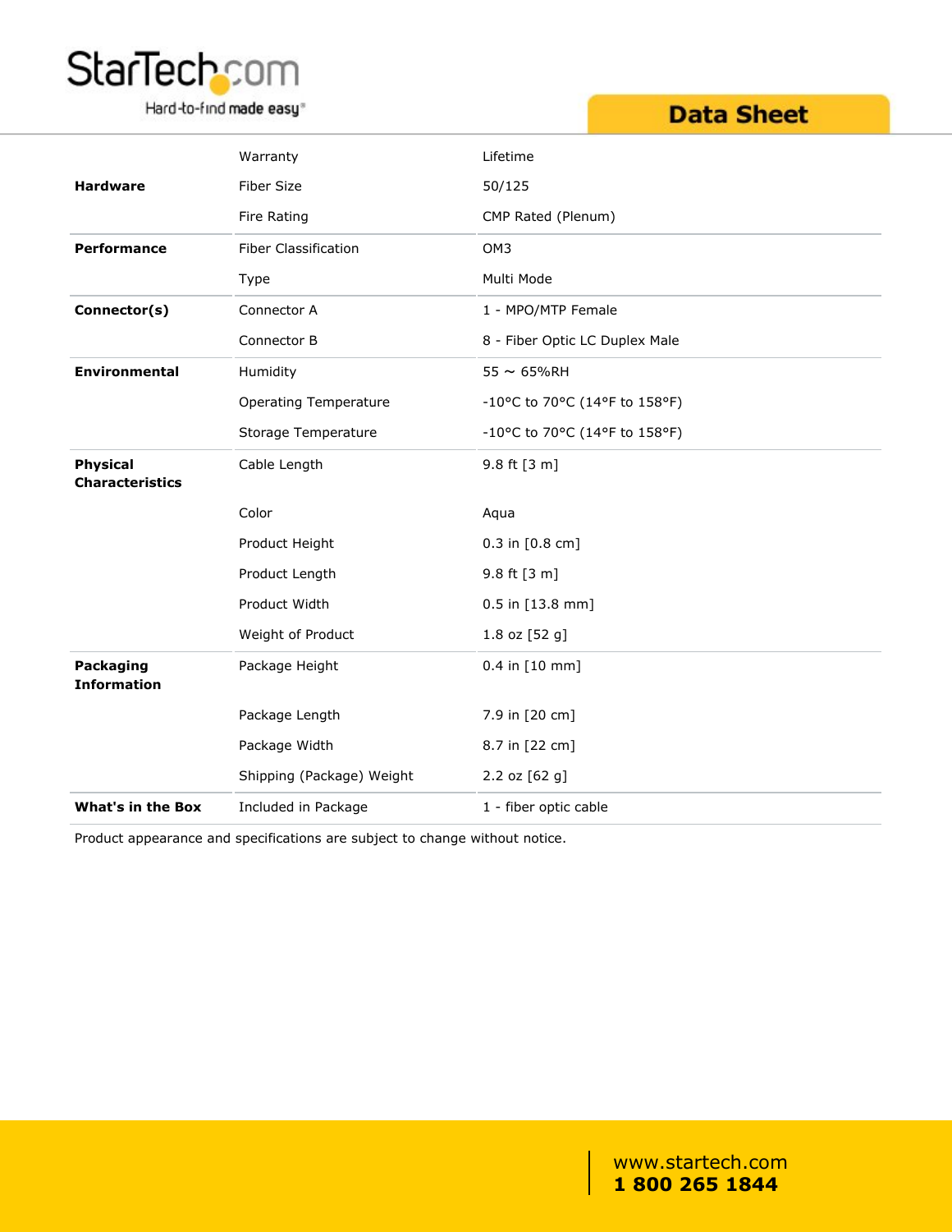| | | |
|---|---|---|
| **Hardware** | Warranty | Lifetime |
| | Fiber Size | 50/125 |
| | Fire Rating | CMP Rated (Plenum) |
| **Performance** | Fiber Classification | OM3 |
| | Type | Multi Mode |
| **Connector(s)** | Connector A | 1 - MPO/MTP Female |
| | Connector B | 8 - Fiber Optic LC Duplex Male |
| **Environmental** | Humidity | 55 ~ 65%RH |
| | Operating Temperature | -10°C to 70°C (14°F to 158°F) |
| | Storage Temperature | -10°C to 70°C (14°F to 158°F) |
| **Physical Characteristics** | Cable Length | 9.8 ft [3 m] |
| | Color | Aqua |
| | Product Height | 0.3 in [0.8 cm] |
| | Product Length | 9.8 ft [3 m] |
| | Product Width | 0.5 in [13.8 mm] |
| | Weight of Product | 1.8 oz [52 g] |
| **Packaging Information** | Package Height | 0.4 in [10 mm] |
| | Package Length | 7.9 in [20 cm] |
| | Package Width | 8.7 in [22 cm] |
| | Shipping (Package) Weight | 2.2 oz [62 g] |
| **What's in the Box** | Included in Package | 1 - fiber optic cable |

Product appearance and specifications are subject to change without notice.